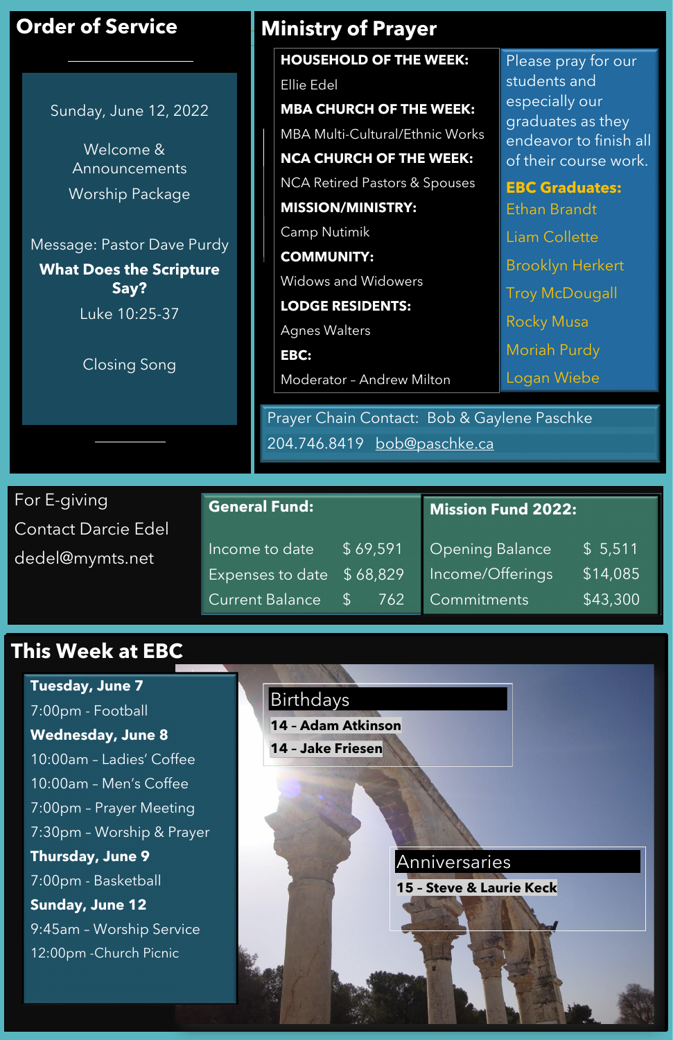## Order of Service

Sunday, June 12, 2022

Welcome & Announcements

Worship Package

Message: Pastor Dave Purdy

**What Does the Scripture Say?**

Luke 10:25-37

Closing Song

## Ministry of Prayer

**HOUSEHOLD OF THE WEEK:**

Ellie Edel

**MBA CHURCH OF THE WEEK:**

MBA Multi-Cultural/Ethnic Works

**NCA CHURCH OF THE WEEK:**

NCA Retired Pastors & Spouses

**MISSION/MINISTRY:**

Camp Nutimik

**COMMUNITY:**

Widows and Widowers

**LODGE RESIDENTS:**

Agnes Walters

**EBC:**

Moderator – Andrew Milton

Please pray for our students and especially our graduates as they endeavor to finish all of their course work.

**EBC Graduates:**

Ethan Brandt

Liam Collette

Brooklyn Herkert

Troy McDougall

Rocky Musa

Moriah Purdy

Logan Wiebe

Prayer Chain Contact: Bob & Gaylene Paschke

204.746.8419 bob@paschke.ca

For E-giving

Contact Darcie Edel

dedel@mymts.net

| **General Fund:** | |
|---|---|
| Income to date | $ 69,591 |
| Expenses to date | $ 68,829 |
| Current Balance | $ 762 |

| **Mission Fund 2022:** | |
|---|---|
| Opening Balance | $ 5,511 |
| Income/Offerings | $14,085 |
| Commitments | $43,300 |

## This Week at EBC

**Tuesday, June 7**

7:00pm - Football

**Wednesday, June 8**

10:00am – Ladies' Coffee

10:00am – Men's Coffee

7:00pm – Prayer Meeting

7:30pm – Worship & Prayer

**Thursday, June 9**

7:00pm - Basketball

**Sunday, June 12**

9:45am – Worship Service

12:00pm -Church Picnic

### Birthdays

**14 – Adam Atkinson**

**14 – Jake Friesen**

### Anniversaries

**15 – Steve & Laurie Keck**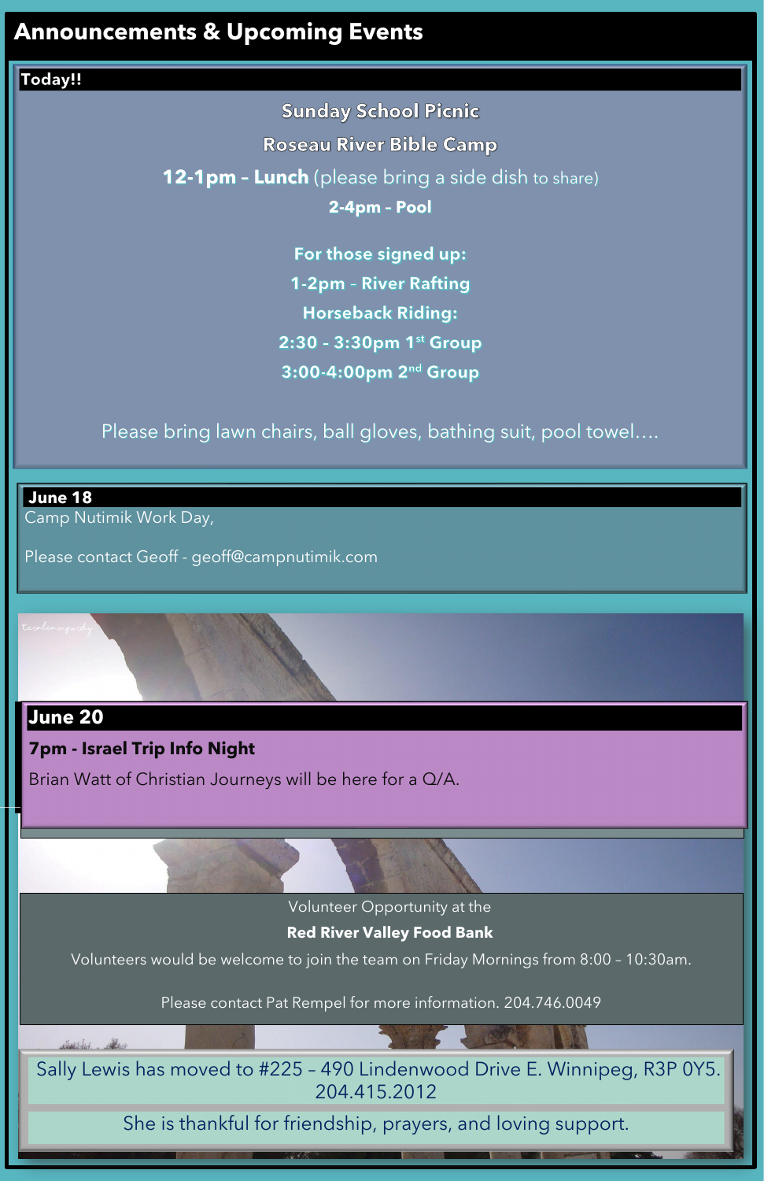# Announcements & Upcoming Events

## Today!!

**Sunday School Picnic**

**Roseau River Bible Camp**

**12-1pm – Lunch** (please bring a side dish to share)

**2-4pm - Pool**

**For those signed up:**

**1-2pm - River Rafting**

**Horseback Riding:**

**2:30 - 3:30pm 1st Group**

**3:00-4:00pm 2nd Group**

Please bring lawn chairs, ball gloves, bathing suit, pool towel….

## June 18

Camp Nutimik Work Day,

Please contact Geoff - geoff@campnutimik.com

## June 20

**7pm - Israel Trip Info Night**

Brian Watt of Christian Journeys will be here for a Q/A.

Volunteer Opportunity at the

**Red River Valley Food Bank**

Volunteers would be welcome to join the team on Friday Mornings from 8:00 – 10:30am.

Please contact Pat Rempel for more information. 204.746.0049

Sally Lewis has moved to #225 – 490 Lindenwood Drive E. Winnipeg, R3P 0Y5. 204.415.2012

She is thankful for friendship, prayers, and loving support.